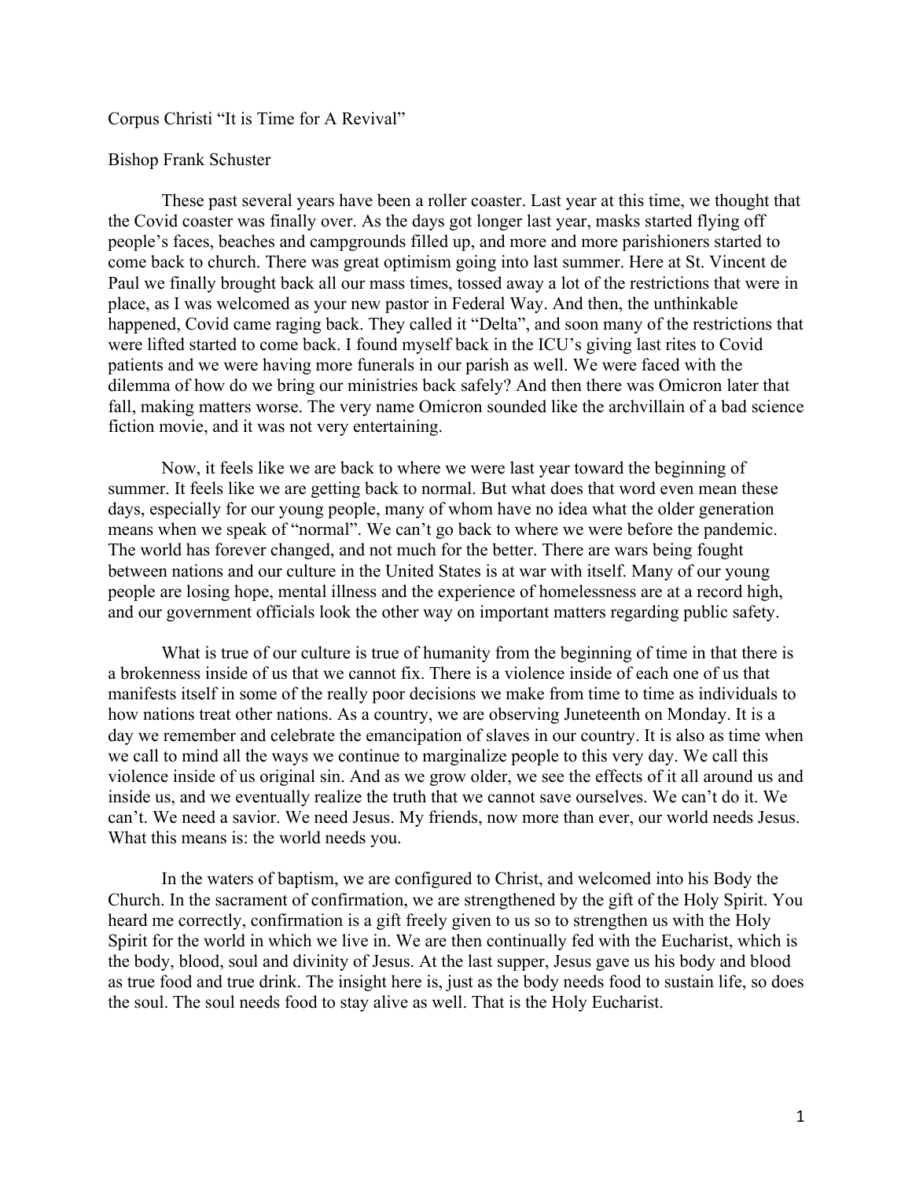Corpus Christi "It is Time for A Revival"

Bishop Frank Schuster

These past several years have been a roller coaster. Last year at this time, we thought that the Covid coaster was finally over. As the days got longer last year, masks started flying off people's faces, beaches and campgrounds filled up, and more and more parishioners started to come back to church. There was great optimism going into last summer. Here at St. Vincent de Paul we finally brought back all our mass times, tossed away a lot of the restrictions that were in place, as I was welcomed as your new pastor in Federal Way. And then, the unthinkable happened, Covid came raging back. They called it "Delta", and soon many of the restrictions that were lifted started to come back. I found myself back in the ICU's giving last rites to Covid patients and we were having more funerals in our parish as well. We were faced with the dilemma of how do we bring our ministries back safely? And then there was Omicron later that fall, making matters worse. The very name Omicron sounded like the archvillain of a bad science fiction movie, and it was not very entertaining.

Now, it feels like we are back to where we were last year toward the beginning of summer. It feels like we are getting back to normal. But what does that word even mean these days, especially for our young people, many of whom have no idea what the older generation means when we speak of "normal". We can't go back to where we were before the pandemic. The world has forever changed, and not much for the better. There are wars being fought between nations and our culture in the United States is at war with itself. Many of our young people are losing hope, mental illness and the experience of homelessness are at a record high, and our government officials look the other way on important matters regarding public safety.

What is true of our culture is true of humanity from the beginning of time in that there is a brokenness inside of us that we cannot fix. There is a violence inside of each one of us that manifests itself in some of the really poor decisions we make from time to time as individuals to how nations treat other nations. As a country, we are observing Juneteenth on Monday. It is a day we remember and celebrate the emancipation of slaves in our country. It is also as time when we call to mind all the ways we continue to marginalize people to this very day. We call this violence inside of us original sin. And as we grow older, we see the effects of it all around us and inside us, and we eventually realize the truth that we cannot save ourselves. We can't do it. We can't. We need a savior. We need Jesus. My friends, now more than ever, our world needs Jesus. What this means is: the world needs you.

In the waters of baptism, we are configured to Christ, and welcomed into his Body the Church. In the sacrament of confirmation, we are strengthened by the gift of the Holy Spirit. You heard me correctly, confirmation is a gift freely given to us so to strengthen us with the Holy Spirit for the world in which we live in. We are then continually fed with the Eucharist, which is the body, blood, soul and divinity of Jesus. At the last supper, Jesus gave us his body and blood as true food and true drink. The insight here is, just as the body needs food to sustain life, so does the soul. The soul needs food to stay alive as well. That is the Holy Eucharist.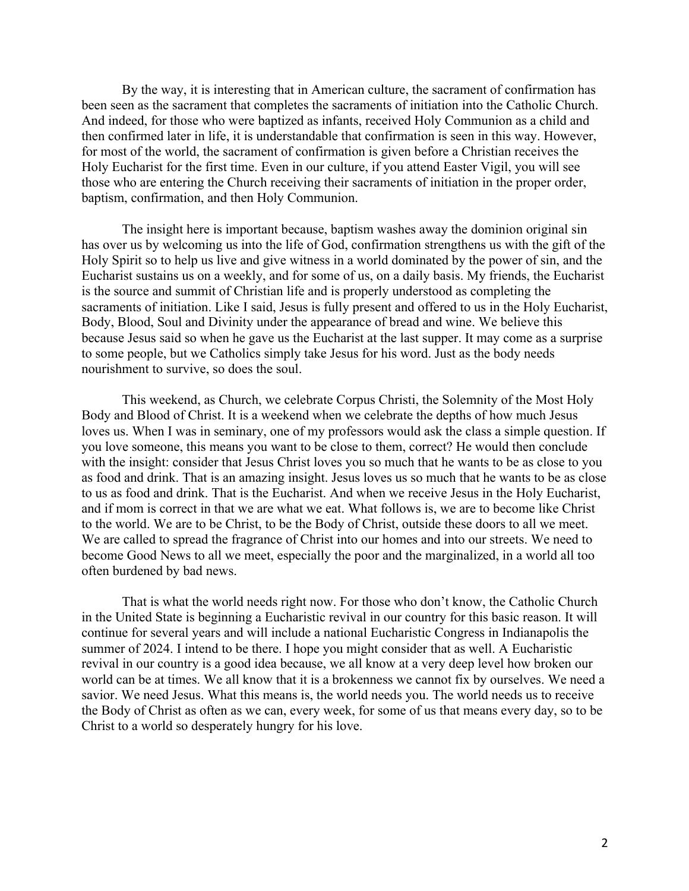By the way, it is interesting that in American culture, the sacrament of confirmation has been seen as the sacrament that completes the sacraments of initiation into the Catholic Church. And indeed, for those who were baptized as infants, received Holy Communion as a child and then confirmed later in life, it is understandable that confirmation is seen in this way. However, for most of the world, the sacrament of confirmation is given before a Christian receives the Holy Eucharist for the first time. Even in our culture, if you attend Easter Vigil, you will see those who are entering the Church receiving their sacraments of initiation in the proper order, baptism, confirmation, and then Holy Communion.

The insight here is important because, baptism washes away the dominion original sin has over us by welcoming us into the life of God, confirmation strengthens us with the gift of the Holy Spirit so to help us live and give witness in a world dominated by the power of sin, and the Eucharist sustains us on a weekly, and for some of us, on a daily basis. My friends, the Eucharist is the source and summit of Christian life and is properly understood as completing the sacraments of initiation. Like I said, Jesus is fully present and offered to us in the Holy Eucharist, Body, Blood, Soul and Divinity under the appearance of bread and wine. We believe this because Jesus said so when he gave us the Eucharist at the last supper. It may come as a surprise to some people, but we Catholics simply take Jesus for his word. Just as the body needs nourishment to survive, so does the soul.

This weekend, as Church, we celebrate Corpus Christi, the Solemnity of the Most Holy Body and Blood of Christ. It is a weekend when we celebrate the depths of how much Jesus loves us. When I was in seminary, one of my professors would ask the class a simple question. If you love someone, this means you want to be close to them, correct? He would then conclude with the insight: consider that Jesus Christ loves you so much that he wants to be as close to you as food and drink. That is an amazing insight. Jesus loves us so much that he wants to be as close to us as food and drink. That is the Eucharist. And when we receive Jesus in the Holy Eucharist, and if mom is correct in that we are what we eat. What follows is, we are to become like Christ to the world. We are to be Christ, to be the Body of Christ, outside these doors to all we meet. We are called to spread the fragrance of Christ into our homes and into our streets. We need to become Good News to all we meet, especially the poor and the marginalized, in a world all too often burdened by bad news.

That is what the world needs right now. For those who don't know, the Catholic Church in the United State is beginning a Eucharistic revival in our country for this basic reason. It will continue for several years and will include a national Eucharistic Congress in Indianapolis the summer of 2024. I intend to be there. I hope you might consider that as well. A Eucharistic revival in our country is a good idea because, we all know at a very deep level how broken our world can be at times. We all know that it is a brokenness we cannot fix by ourselves. We need a savior. We need Jesus. What this means is, the world needs you. The world needs us to receive the Body of Christ as often as we can, every week, for some of us that means every day, so to be Christ to a world so desperately hungry for his love.